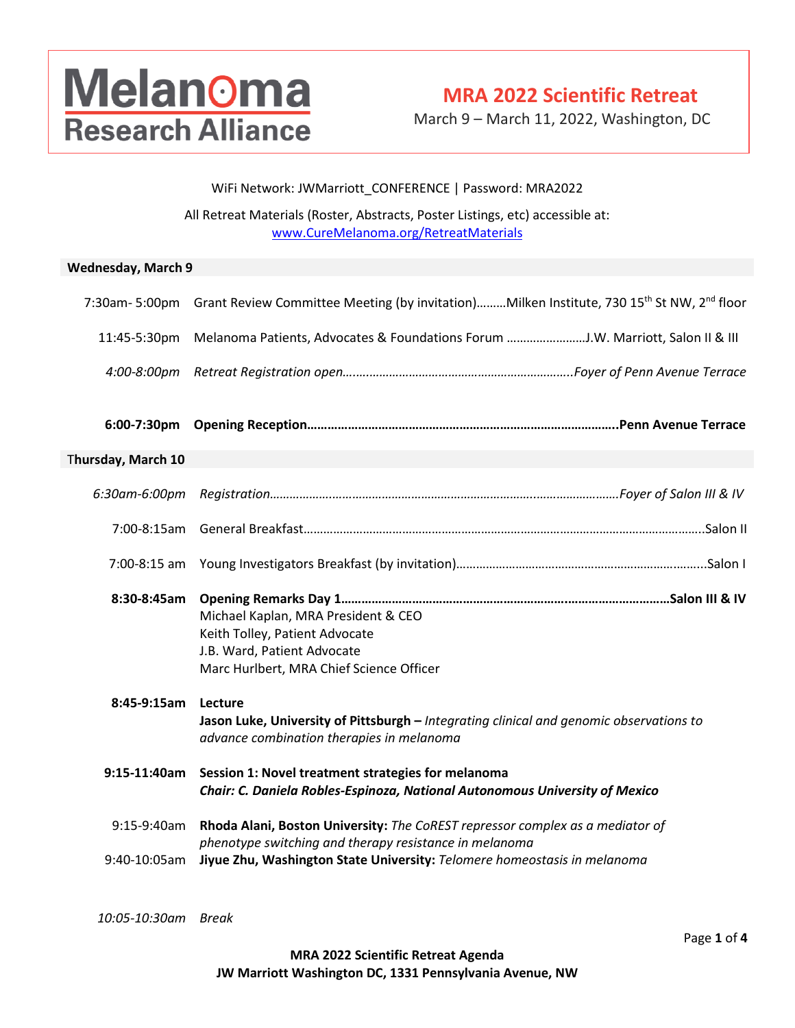# Melanoma Research Alliance

## MRA 2022 Scientific Retreat

March 9 – March 11, 2022, Washington, DC

WiFi Network: JWMarriott_CONFERENCE | Password: MRA2022

All Retreat Materials (Roster, Abstracts, Poster Listings, etc) accessible at:
[www.CureMelanoma.org/RetreatMaterials](http://www.CureMelanoma.org/RetreatMaterials)

### Wednesday, March 9

7:30am- 5:00pm Grant Review Committee Meeting (by invitation)………Milken Institute, 730 15th St NW, 2nd floor

11:45-5:30pm Melanoma Patients, Advocates & Foundations Forum ……………………J.W. Marriott, Salon II & III

*4:00-8:00pm Retreat Registration open…………………………………………………………..Foyer of Penn Avenue Terrace*

**6:00-7:30pm Opening Reception………………………………………………………………………………..Penn Avenue Terrace**

### Thursday, March 10

*6:30am-6:00pm Registration………………………………………………………………………………………Foyer of Salon III & IV*

7:00-8:15am General Breakfast……………………………………………………………………………………………Salon II

7:00-8:15 am Young Investigators Breakfast (by invitation)…………………………………………………………Salon I

**8:30-8:45am Opening Remarks Day 1……………………………………………………………………………………Salon III & IV**
Michael Kaplan, MRA President & CEO
Keith Tolley, Patient Advocate
J.B. Ward, Patient Advocate
Marc Hurlbert, MRA Chief Science Officer

**8:45-9:15am Lecture**
**Jason Luke, University of Pittsburgh –** *Integrating clinical and genomic observations to advance combination therapies in melanoma*

**9:15-11:40am Session 1: Novel treatment strategies for melanoma**
***Chair: C. Daniela Robles-Espinoza, National Autonomous University of Mexico***

9:15-9:40am **Rhoda Alani, Boston University:** *The CoREST repressor complex as a mediator of phenotype switching and therapy resistance in melanoma*

9:40-10:05am **Jiyue Zhu, Washington State University:** *Telomere homeostasis in melanoma*

*10:05-10:30am Break*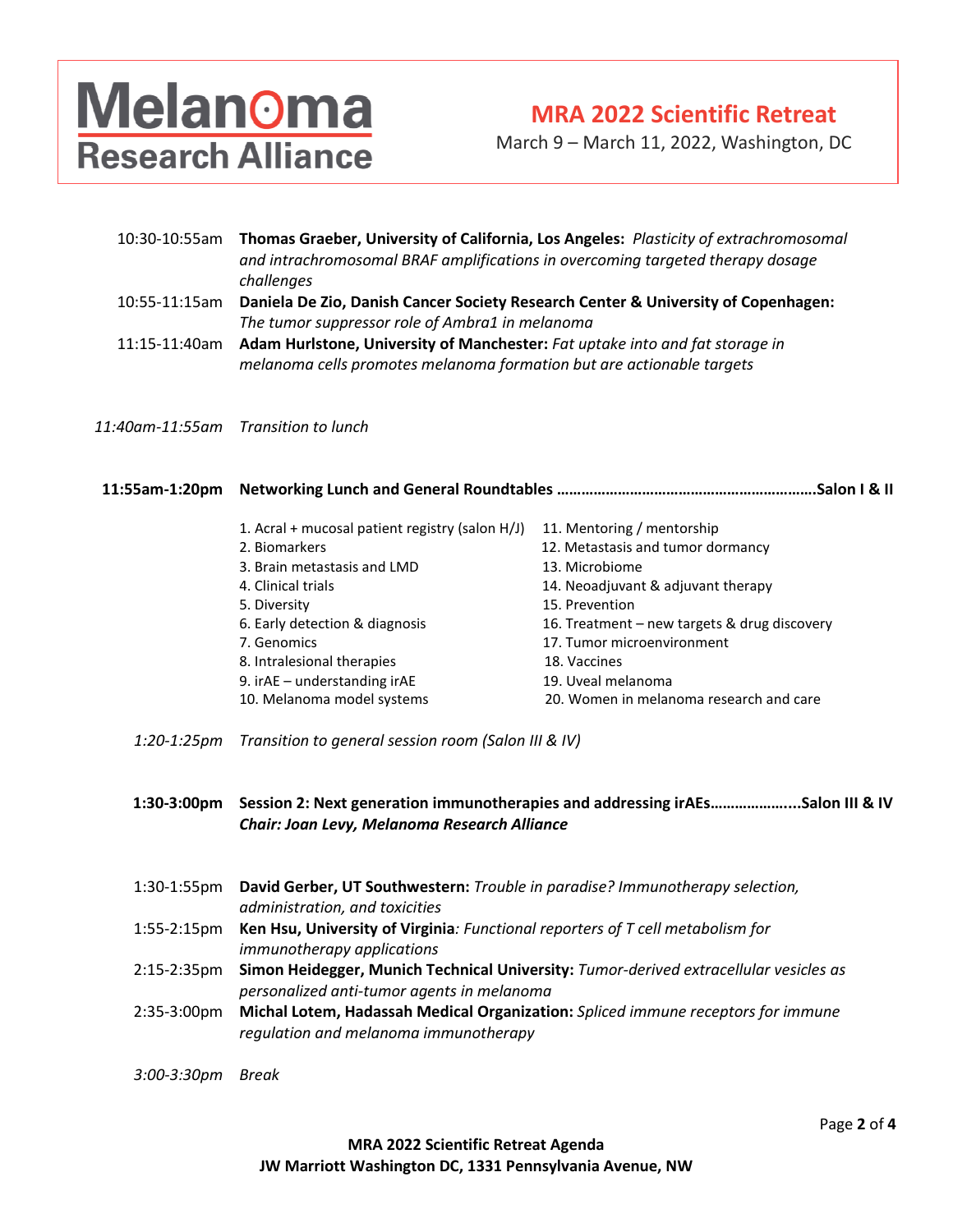10:30-10:55am **Thomas Graeber, University of California, Los Angeles:** *Plasticity of extrachromosomal and intrachromosomal BRAF amplifications in overcoming targeted therapy dosage challenges*

10:55-11:15am **Daniela De Zio, Danish Cancer Society Research Center & University of Copenhagen:** *The tumor suppressor role of Ambra1 in melanoma*

11:15-11:40am **Adam Hurlstone, University of Manchester:** *Fat uptake into and fat storage in melanoma cells promotes melanoma formation but are actionable targets*

*11:40am-11:55am Transition to lunch*

**11:55am-1:20pm Networking Lunch and General Roundtables ……………………………………………………….Salon I & II**

1. Acral + mucosal patient registry (salon H/J)
2. Biomarkers
3. Brain metastasis and LMD
4. Clinical trials
5. Diversity
6. Early detection & diagnosis
7. Genomics
8. Intralesional therapies
9. irAE – understanding irAE
10. Melanoma model systems
11. Mentoring / mentorship
12. Metastasis and tumor dormancy
13. Microbiome
14. Neoadjuvant & adjuvant therapy
15. Prevention
16. Treatment – new targets & drug discovery
17. Tumor microenvironment
18. Vaccines
19. Uveal melanoma
20. Women in melanoma research and care

*1:20-1:25pm Transition to general session room (Salon III & IV)*

**1:30-3:00pm Session 2: Next generation immunotherapies and addressing irAEs………………...Salon III & IV**
***Chair: Joan Levy, Melanoma Research Alliance***

1:30-1:55pm **David Gerber, UT Southwestern:** *Trouble in paradise? Immunotherapy selection, administration, and toxicities*

1:55-2:15pm **Ken Hsu, University of Virginia***: Functional reporters of T cell metabolism for immunotherapy applications*

2:15-2:35pm **Simon Heidegger, Munich Technical University:** *Tumor-derived extracellular vesicles as personalized anti-tumor agents in melanoma*

2:35-3:00pm **Michal Lotem, Hadassah Medical Organization:** *Spliced immune receptors for immune regulation and melanoma immunotherapy*

*3:00-3:30pm Break*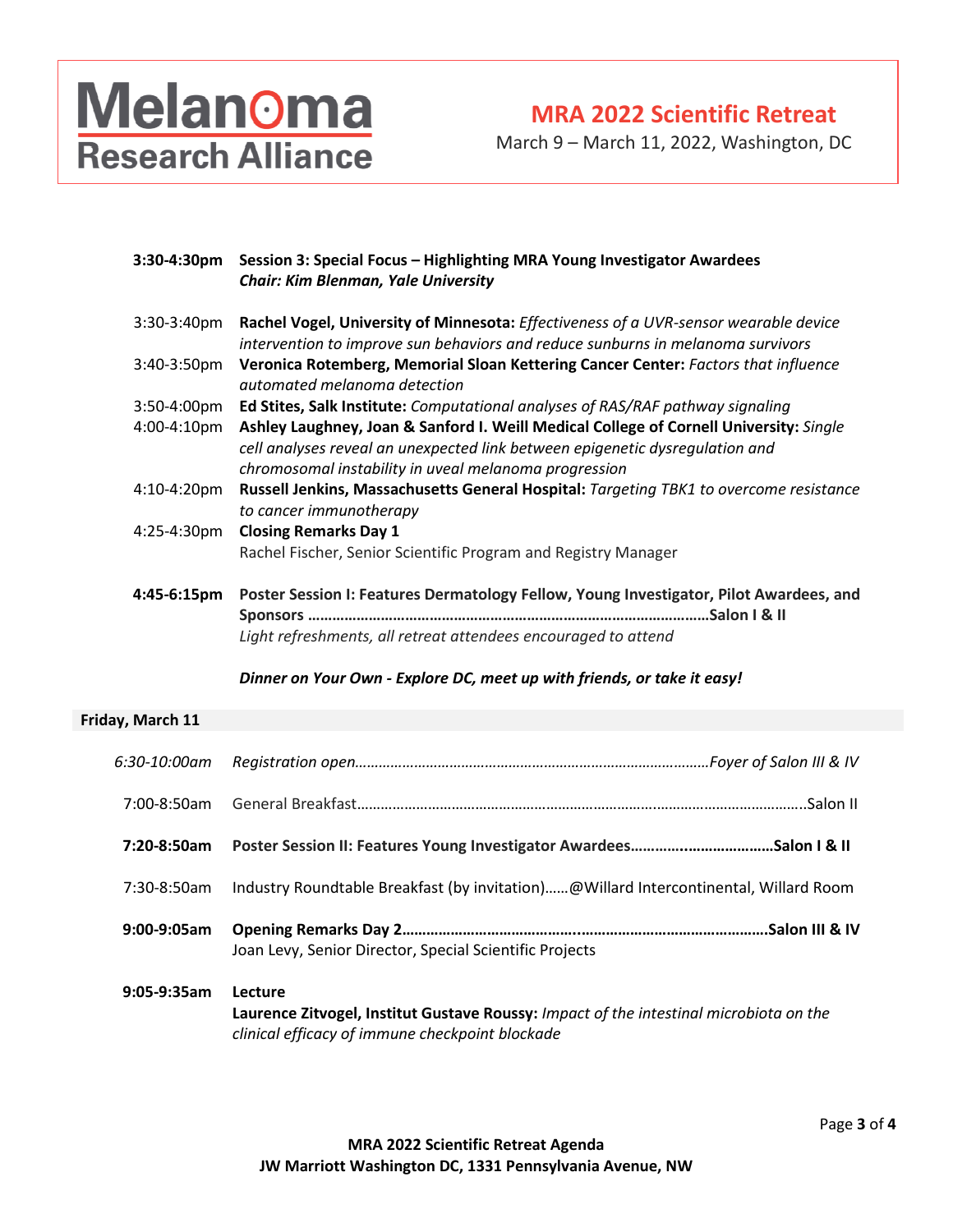**3:30-4:30pm** **Session 3: Special Focus – Highlighting MRA Young Investigator Awardees**
***Chair: Kim Blenman, Yale University***

3:30-3:40pm **Rachel Vogel, University of Minnesota:** *Effectiveness of a UVR-sensor wearable device intervention to improve sun behaviors and reduce sunburns in melanoma survivors*

3:40-3:50pm **Veronica Rotemberg, Memorial Sloan Kettering Cancer Center:** *Factors that influence automated melanoma detection*

3:50-4:00pm **Ed Stites, Salk Institute:** *Computational analyses of RAS/RAF pathway signaling*

4:00-4:10pm **Ashley Laughney, Joan & Sanford I. Weill Medical College of Cornell University:** *Single cell analyses reveal an unexpected link between epigenetic dysregulation and chromosomal instability in uveal melanoma progression*

4:10-4:20pm **Russell Jenkins, Massachusetts General Hospital:** *Targeting TBK1 to overcome resistance to cancer immunotherapy*

4:25-4:30pm **Closing Remarks Day 1**
Rachel Fischer, Senior Scientific Program and Registry Manager

**4:45-6:15pm** **Poster Session I: Features Dermatology Fellow, Young Investigator, Pilot Awardees, and Sponsors ……………………………………………………………………………………Salon I & II**
*Light refreshments, all retreat attendees encouraged to attend*

***Dinner on Your Own - Explore DC, meet up with friends, or take it easy!***

## Friday, March 11

*6:30-10:00am* *Registration open…………………………………………………………………………Foyer of Salon III & IV*

7:00-8:50am General Breakfast……………………………………………………………………………………………..Salon II

**7:20-8:50am** **Poster Session II: Features Young Investigator Awardees……………..…………………Salon I & II**

7:30-8:50am Industry Roundtable Breakfast (by invitation)……@Willard Intercontinental, Willard Room

**9:00-9:05am** **Opening Remarks Day 2………………………………….……………………………………Salon III & IV**
Joan Levy, Senior Director, Special Scientific Projects

**9:05-9:35am** **Lecture**
**Laurence Zitvogel, Institut Gustave Roussy:** *Impact of the intestinal microbiota on the clinical efficacy of immune checkpoint blockade*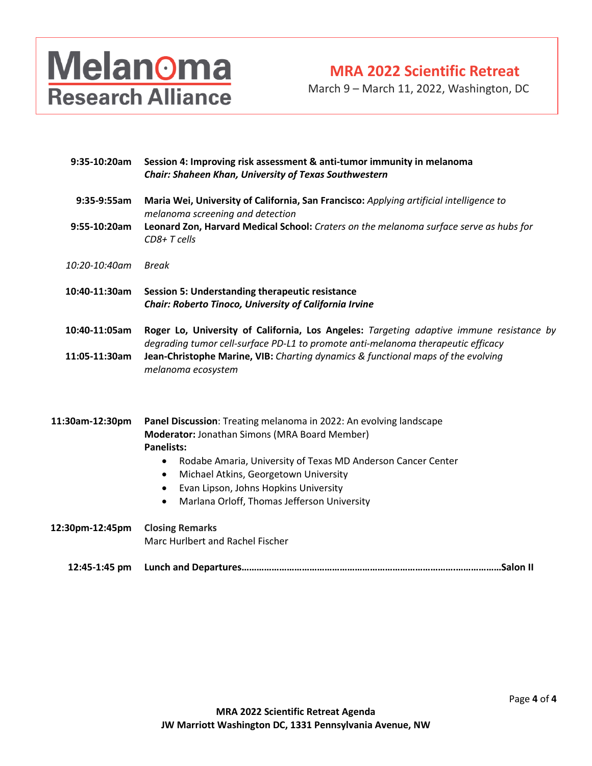| | |
|---|---|
| **9:35-10:20am** | **Session 4: Improving risk assessment & anti-tumor immunity in melanoma**<br>***Chair: Shaheen Khan, University of Texas Southwestern*** |
| **9:35-9:55am** | **Maria Wei, University of California, San Francisco:** *Applying artificial intelligence to melanoma screening and detection* |
| **9:55-10:20am** | **Leonard Zon, Harvard Medical School:** *Craters on the melanoma surface serve as hubs for CD8+ T cells* |
| *10:20-10:40am* | *Break* |
| **10:40-11:30am** | **Session 5: Understanding therapeutic resistance**<br>***Chair: Roberto Tinoco, University of California Irvine*** |
| **10:40-11:05am** | **Roger Lo, University of California, Los Angeles:** *Targeting adaptive immune resistance by degrading tumor cell-surface PD-L1 to promote anti-melanoma therapeutic efficacy* |
| **11:05-11:30am** | **Jean-Christophe Marine, VIB:** *Charting dynamics & functional maps of the evolving melanoma ecosystem* |
| **11:30am-12:30pm** | **Panel Discussion**: Treating melanoma in 2022: An evolving landscape<br>**Moderator:** Jonathan Simons (MRA Board Member)<br>**Panelists:**<br>• Rodabe Amaria, University of Texas MD Anderson Cancer Center<br>• Michael Atkins, Georgetown University<br>• Evan Lipson, Johns Hopkins University<br>• Marlana Orloff, Thomas Jefferson University |
| **12:30pm-12:45pm** | **Closing Remarks**<br>Marc Hurlbert and Rachel Fischer |
| **12:45-1:45 pm** | **Lunch and Departures……………………………………………………………………………………Salon II** |